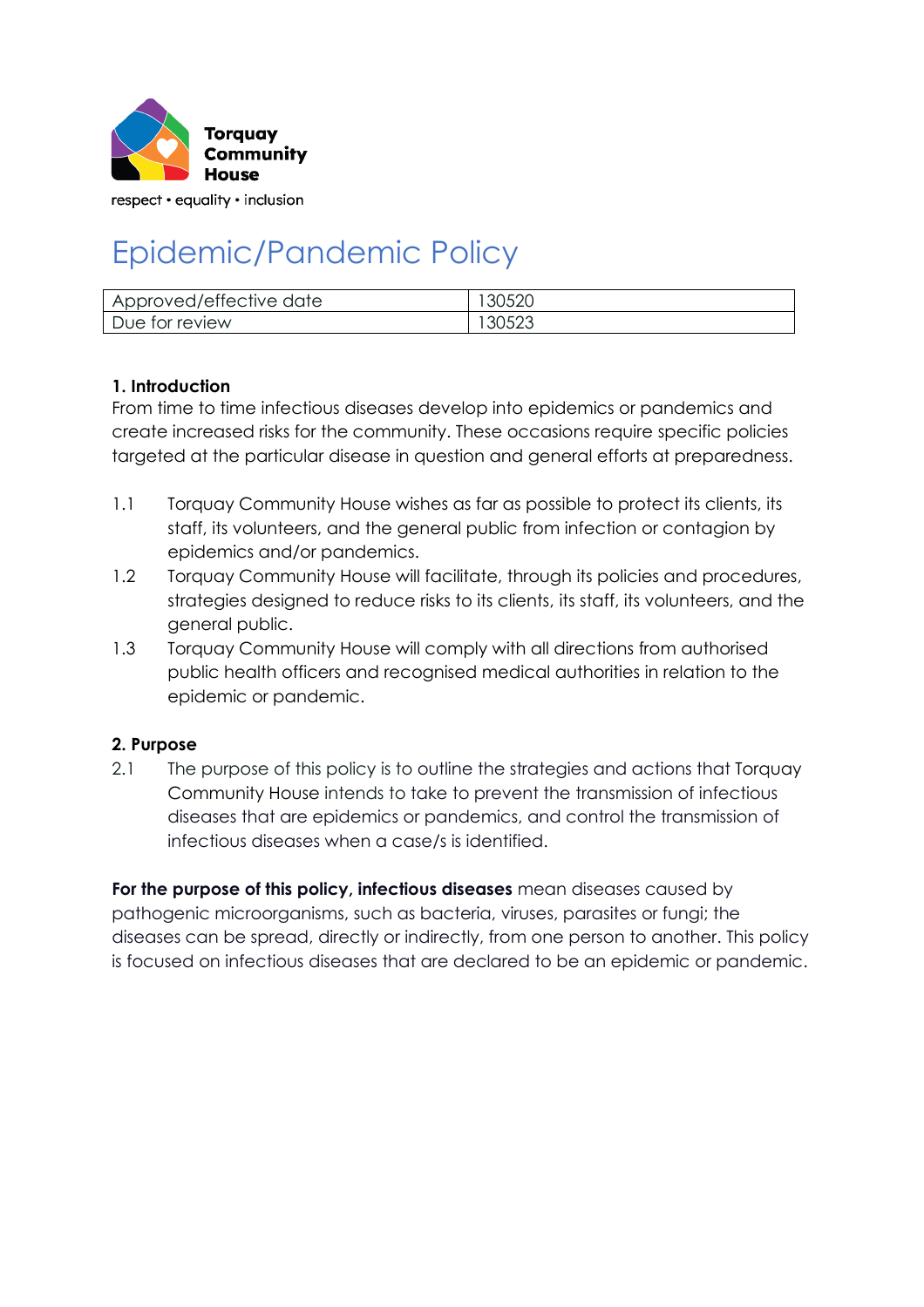Torquay Community House

respect • equality • inclusion

# Epidemic/Pandemic Policy

| Approved/effective date | 130520 |
|---|---|
| Due for review | 130523 |

### 1. Introduction

From time to time infectious diseases develop into epidemics or pandemics and create increased risks for the community. These occasions require specific policies targeted at the particular disease in question and general efforts at preparedness.

1.1 Torquay Community House wishes as far as possible to protect its clients, its staff, its volunteers, and the general public from infection or contagion by epidemics and/or pandemics.

1.2 Torquay Community House will facilitate, through its policies and procedures, strategies designed to reduce risks to its clients, its staff, its volunteers, and the general public.

1.3 Torquay Community House will comply with all directions from authorised public health officers and recognised medical authorities in relation to the epidemic or pandemic.

### 2. Purpose

2.1 The purpose of this policy is to outline the strategies and actions that Torquay Community House intends to take to prevent the transmission of infectious diseases that are epidemics or pandemics, and control the transmission of infectious diseases when a case/s is identified.

**For the purpose of this policy, infectious diseases** mean diseases caused by pathogenic microorganisms, such as bacteria, viruses, parasites or fungi; the diseases can be spread, directly or indirectly, from one person to another. This policy is focused on infectious diseases that are declared to be an epidemic or pandemic.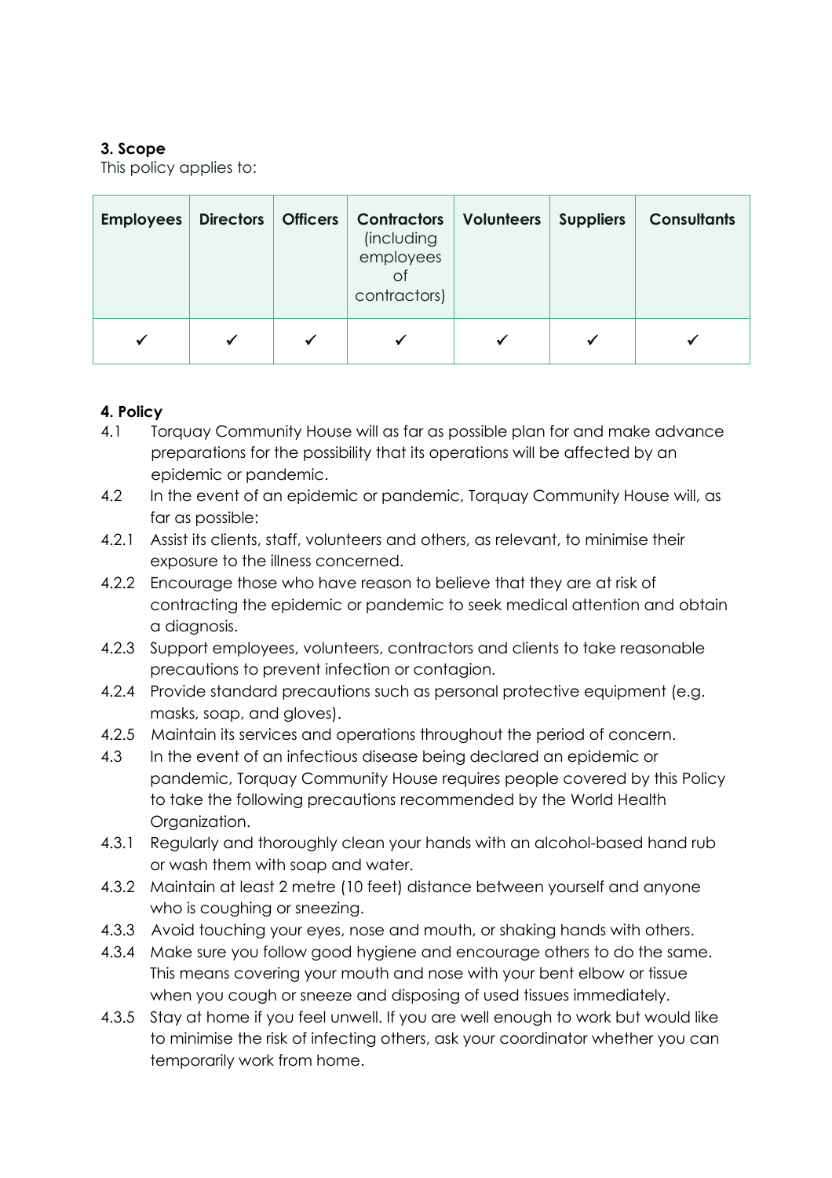**3. Scope**

This policy applies to:

| Employees | Directors | Officers | Contractors (including employees of contractors) | Volunteers | Suppliers | Consultants |
|---|---|---|---|---|---|---|
| ✓ | ✓ | ✓ | ✓ | ✓ | ✓ | ✓ |

**4. Policy**

4.1 Torquay Community House will as far as possible plan for and make advance preparations for the possibility that its operations will be affected by an epidemic or pandemic.

4.2 In the event of an epidemic or pandemic, Torquay Community House will, as far as possible:

4.2.1 Assist its clients, staff, volunteers and others, as relevant, to minimise their exposure to the illness concerned.

4.2.2 Encourage those who have reason to believe that they are at risk of contracting the epidemic or pandemic to seek medical attention and obtain a diagnosis.

4.2.3 Support employees, volunteers, contractors and clients to take reasonable precautions to prevent infection or contagion.

4.2.4 Provide standard precautions such as personal protective equipment (e.g. masks, soap, and gloves).

4.2.5 Maintain its services and operations throughout the period of concern.

4.3 In the event of an infectious disease being declared an epidemic or pandemic, Torquay Community House requires people covered by this Policy to take the following precautions recommended by the World Health Organization.

4.3.1 Regularly and thoroughly clean your hands with an alcohol-based hand rub or wash them with soap and water.

4.3.2 Maintain at least 2 metre (10 feet) distance between yourself and anyone who is coughing or sneezing.

4.3.3 Avoid touching your eyes, nose and mouth, or shaking hands with others.

4.3.4 Make sure you follow good hygiene and encourage others to do the same. This means covering your mouth and nose with your bent elbow or tissue when you cough or sneeze and disposing of used tissues immediately.

4.3.5 Stay at home if you feel unwell. If you are well enough to work but would like to minimise the risk of infecting others, ask your coordinator whether you can temporarily work from home.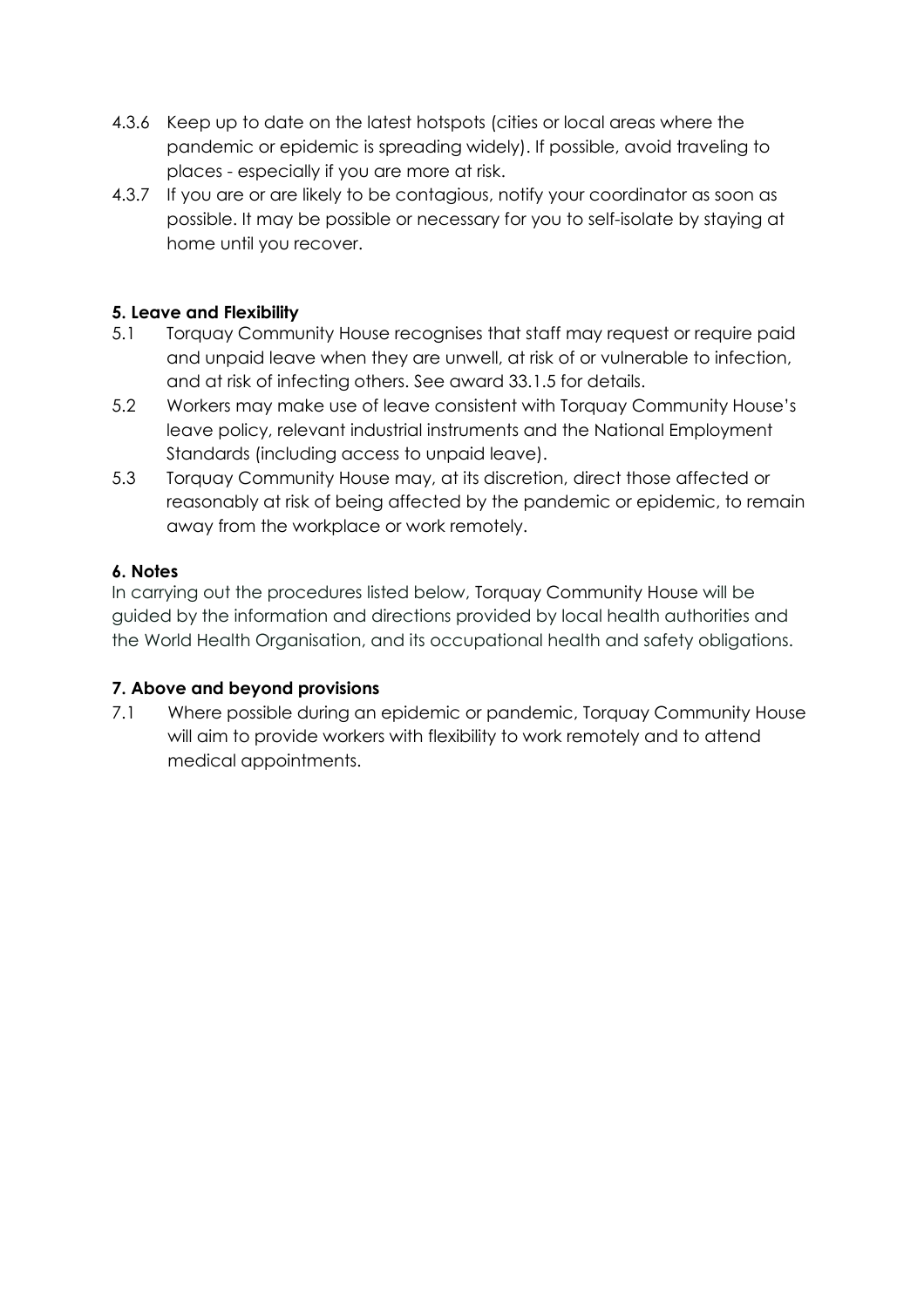4.3.6 Keep up to date on the latest hotspots (cities or local areas where the pandemic or epidemic is spreading widely). If possible, avoid traveling to places - especially if you are more at risk.

4.3.7 If you are or are likely to be contagious, notify your coordinator as soon as possible. It may be possible or necessary for you to self-isolate by staying at home until you recover.

**5. Leave and Flexibility**

5.1 Torquay Community House recognises that staff may request or require paid and unpaid leave when they are unwell, at risk of or vulnerable to infection, and at risk of infecting others. See award 33.1.5 for details.

5.2 Workers may make use of leave consistent with Torquay Community House's leave policy, relevant industrial instruments and the National Employment Standards (including access to unpaid leave).

5.3 Torquay Community House may, at its discretion, direct those affected or reasonably at risk of being affected by the pandemic or epidemic, to remain away from the workplace or work remotely.

**6. Notes**

In carrying out the procedures listed below, Torquay Community House will be guided by the information and directions provided by local health authorities and the World Health Organisation, and its occupational health and safety obligations.

**7. Above and beyond provisions**

7.1 Where possible during an epidemic or pandemic, Torquay Community House will aim to provide workers with flexibility to work remotely and to attend medical appointments.